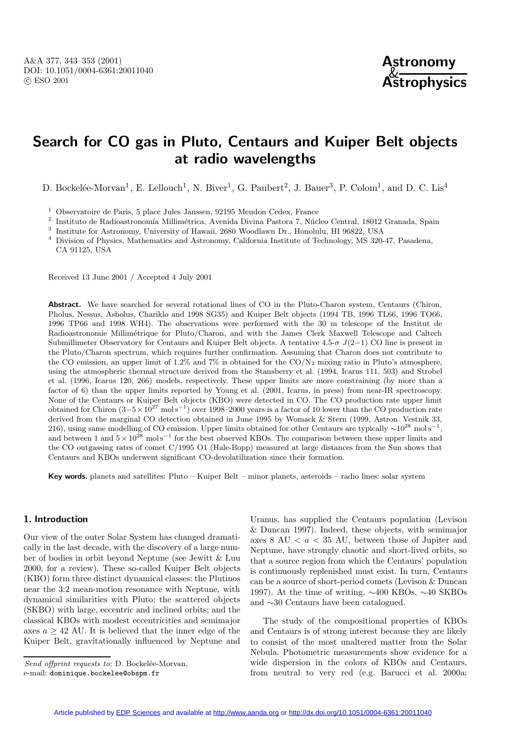# Search for CO gas in Pluto, Centaurs and Kuiper Belt objects at radio wavelengths

D. Bockelée-Morvan[1], E. Lellouch[1], N. Biver[1], G. Paubert[2], J. Bauer[3], P. Colom[1], and D. C. Lis[4]

[1] Observatoire de Paris, 5 place Jules Janssen, 92195 Meudon Cedex, France

[2] Instituto de Radioastronomía Milimétrica, Avenida Divina Pastora 7, Núcleo Central, 18012 Granada, Spain

[3] Institute for Astronomy, University of Hawaii, 2680 Woodlawn Dr., Honolulu, HI 96822, USA

[4] Division of Physics, Mathematics and Astronomy, California Institute of Technology, MS 320-47, Pasadena, CA 91125, USA

Received 13 June 2001 / Accepted 4 July 2001

**Abstract.** We have searched for several rotational lines of CO in the Pluto-Charon system, Centaurs (Chiron, Pholus, Nessus, Asbolus, Chariklo and 1998 SG35) and Kuiper Belt objects (1994 TB, 1996 TL66, 1996 TO66, 1996 TP66 and 1998 WH4). The observations were performed with the 30 m telescope of the Institut de Radioastronomie Millimétrique for Pluto/Charon, and with the James Clerk Maxwell Telescope and Caltech Submillimeter Observatory for Centaurs and Kuiper Belt objects. A tentative 4.5-$\sigma$ $J(2-1)$ CO line is present in the Pluto/Charon spectrum, which requires further confirmation. Assuming that Charon does not contribute to the CO emission, an upper limit of 1.2% and 7% is obtained for the CO/$N_2$ mixing ratio in Pluto's atmosphere, using the atmospheric thermal structure derived from the Stansberry et al. (1994, Icarus 111, 503) and Strobel et al. (1996, Icarus 120, 266) models, respectively. These upper limits are more constraining (by more than a factor of 6) than the upper limits reported by Young et al. (2001, Icarus, in press) from near-IR spectroscopy. None of the Centaurs or Kuiper Belt objects (KBO) were detected in CO. The CO production rate upper limit obtained for Chiron ($3-5\times10^{27}$ mol s$^{-1}$) over 1998–2000 years is a factor of 10 lower than the CO production rate derived from the marginal CO detection obtained in June 1995 by Womack & Stern (1999, Astron. Vestnik 33, 216), using same modelling of CO emission. Upper limits obtained for other Centaurs are typically $\sim10^{28}$ mol s$^{-1}$, and between 1 and $5\times10^{28}$ mol s$^{-1}$ for the best observed KBOs. The comparison between these upper limits and the CO outgassing rates of comet C/1995 O1 (Hale-Bopp) measured at large distances from the Sun shows that Centaurs and KBOs underwent significant CO-devolatilization since their formation.

**Key words.** planets and satellites: Pluto – Kuiper Belt – minor planets, asteroids – radio lines: solar system

## 1. Introduction

Our view of the outer Solar System has changed dramatically in the last decade, with the discovery of a large number of bodies in orbit beyond Neptune (see Jewitt & Luu 2000, for a review). These so-called Kuiper Belt objects (KBO) form three distinct dynamical classes: the Plutinos near the 3:2 mean-motion resonance with Neptune, with dynamical similarities with Pluto; the scattered objects (SKBO) with large, eccentric and inclined orbits; and the classical KBOs with modest eccentricities and semimajor axes $a \geq 42$ AU. It is believed that the inner edge of the Kuiper Belt, gravitationally influenced by Neptune and Uranus, has supplied the Centaurs population (Levison & Duncan 1997). Indeed, these objects, with semimajor axes 8 AU $< a <$ 35 AU, between those of Jupiter and Neptune, have strongly chaotic and short-lived orbits, so that a source region from which the Centaurs' population is continuously replenished must exist. In turn, Centaurs can be a source of short-period comets (Levison & Duncan 1997). At the time of writing, $\sim$400 KBOs, $\sim$40 SKBOs and $\sim$30 Centaurs have been catalogued.

The study of the compositional properties of KBOs and Centaurs is of strong interest because they are likely to consist of the most unaltered matter from the Solar Nebula. Photometric measurements show evidence for a wide dispersion in the colors of KBOs and Centaurs, from neutral to very red (e.g. Barucci et al. 2000a;

*Send offprint requests to*: D. Bockelée-Morvan,
e-mail: dominique.bockelee@obspm.fr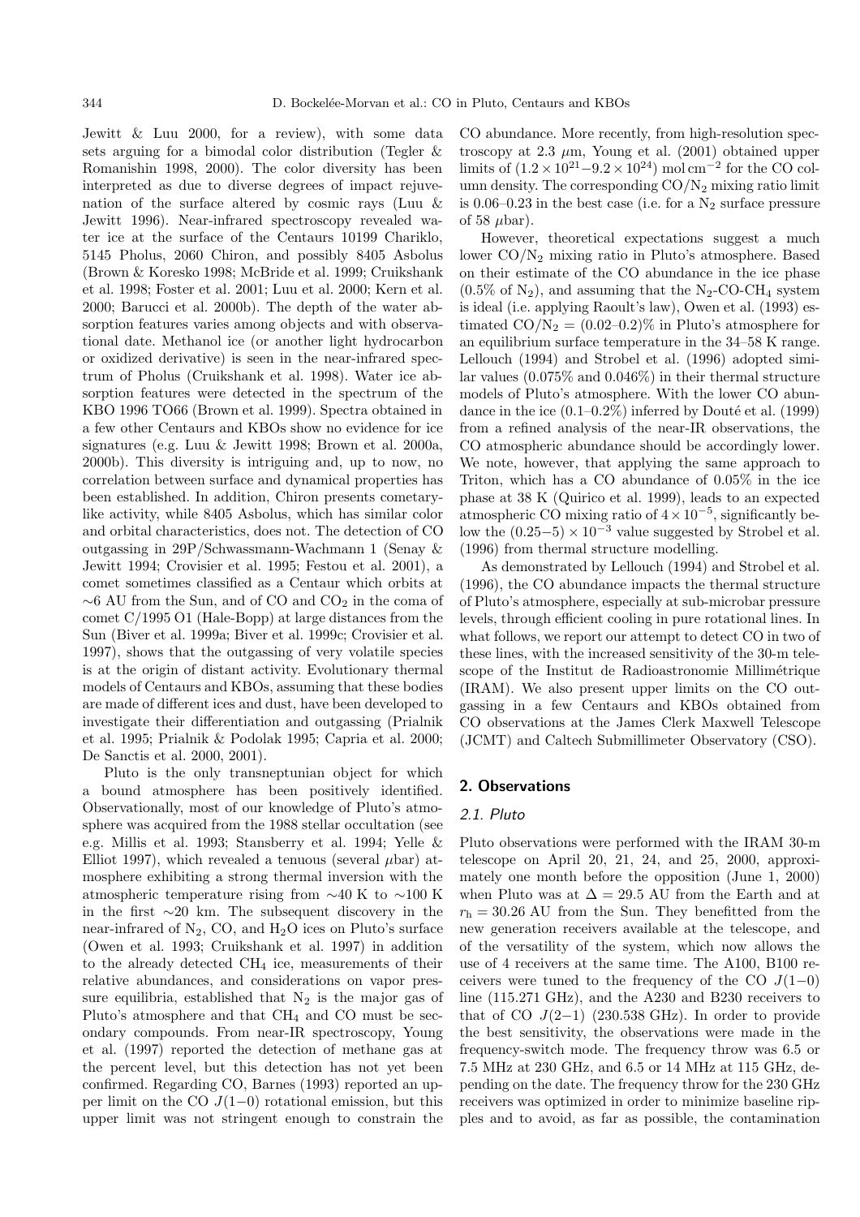Jewitt & Luu 2000, for a review), with some data sets arguing for a bimodal color distribution (Tegler & Romanishin 1998, 2000). The color diversity has been interpreted as due to diverse degrees of impact rejuvenation of the surface altered by cosmic rays (Luu & Jewitt 1996). Near-infrared spectroscopy revealed water ice at the surface of the Centaurs 10199 Chariklo, 5145 Pholus, 2060 Chiron, and possibly 8405 Asbolus (Brown & Koresko 1998; McBride et al. 1999; Cruikshank et al. 1998; Foster et al. 2001; Luu et al. 2000; Kern et al. 2000; Barucci et al. 2000b). The depth of the water absorption features varies among objects and with observational date. Methanol ice (or another light hydrocarbon or oxidized derivative) is seen in the near-infrared spectrum of Pholus (Cruikshank et al. 1998). Water ice absorption features were detected in the spectrum of the KBO 1996 TO66 (Brown et al. 1999). Spectra obtained in a few other Centaurs and KBOs show no evidence for ice signatures (e.g. Luu & Jewitt 1998; Brown et al. 2000a, 2000b). This diversity is intriguing and, up to now, no correlation between surface and dynamical properties has been established. In addition, Chiron presents cometary-like activity, while 8405 Asbolus, which has similar color and orbital characteristics, does not. The detection of CO outgassing in 29P/Schwassmann-Wachmann 1 (Senay & Jewitt 1994; Crovisier et al. 1995; Festou et al. 2001), a comet sometimes classified as a Centaur which orbits at $\sim$6 AU from the Sun, and of CO and $CO_2$ in the coma of comet C/1995 O1 (Hale-Bopp) at large distances from the Sun (Biver et al. 1999a; Biver et al. 1999c; Crovisier et al. 1997), shows that the outgassing of very volatile species is at the origin of distant activity. Evolutionary thermal models of Centaurs and KBOs, assuming that these bodies are made of different ices and dust, have been developed to investigate their differentiation and outgassing (Prialnik et al. 1995; Prialnik & Podolak 1995; Capria et al. 2000; De Sanctis et al. 2000, 2001).

Pluto is the only transneptunian object for which a bound atmosphere has been positively identified. Observationally, most of our knowledge of Pluto's atmosphere was acquired from the 1988 stellar occultation (see e.g. Millis et al. 1993; Stansberry et al. 1994; Yelle & Elliot 1997), which revealed a tenuous (several $\mu$bar) atmosphere exhibiting a strong thermal inversion with the atmospheric temperature rising from $\sim$40 K to $\sim$100 K in the first $\sim$20 km. The subsequent discovery in the near-infrared of $N_2$, CO, and $H_2O$ ices on Pluto's surface (Owen et al. 1993; Cruikshank et al. 1997) in addition to the already detected $CH_4$ ice, measurements of their relative abundances, and considerations on vapor pressure equilibria, established that $N_2$ is the major gas of Pluto's atmosphere and that $CH_4$ and CO must be secondary compounds. From near-IR spectroscopy, Young et al. (1997) reported the detection of methane gas at the percent level, but this detection has not yet been confirmed. Regarding CO, Barnes (1993) reported an upper limit on the CO $J(1-0)$ rotational emission, but this upper limit was not stringent enough to constrain the CO abundance. More recently, from high-resolution spectroscopy at 2.3 $\mu$m, Young et al. (2001) obtained upper limits of $(1.2 \times 10^{21} - 9.2 \times 10^{24})$ mol cm$^{-2}$ for the CO column density. The corresponding $CO/N_2$ mixing ratio limit is 0.06–0.23 in the best case (i.e. for a $N_2$ surface pressure of 58 $\mu$bar).

However, theoretical expectations suggest a much lower $CO/N_2$ mixing ratio in Pluto's atmosphere. Based on their estimate of the CO abundance in the ice phase (0.5% of $N_2$), and assuming that the $N_2$-CO-$CH_4$ system is ideal (i.e. applying Raoult's law), Owen et al. (1993) estimated $CO/N_2$ = (0.02–0.2)% in Pluto's atmosphere for an equilibrium surface temperature in the 34–58 K range. Lellouch (1994) and Strobel et al. (1996) adopted similar values (0.075% and 0.046%) in their thermal structure models of Pluto's atmosphere. With the lower CO abundance in the ice (0.1–0.2%) inferred by Douté et al. (1999) from a refined analysis of the near-IR observations, the CO atmospheric abundance should be accordingly lower. We note, however, that applying the same approach to Triton, which has a CO abundance of 0.05% in the ice phase at 38 K (Quirico et al. 1999), leads to an expected atmospheric CO mixing ratio of $4 \times 10^{-5}$, significantly below the $(0.25-5) \times 10^{-3}$ value suggested by Strobel et al. (1996) from thermal structure modelling.

As demonstrated by Lellouch (1994) and Strobel et al. (1996), the CO abundance impacts the thermal structure of Pluto's atmosphere, especially at sub-microbar pressure levels, through efficient cooling in pure rotational lines. In what follows, we report our attempt to detect CO in two of these lines, with the increased sensitivity of the 30-m telescope of the Institut de Radioastronomie Millimétrique (IRAM). We also present upper limits on the CO outgassing in a few Centaurs and KBOs obtained from CO observations at the James Clerk Maxwell Telescope (JCMT) and Caltech Submillimeter Observatory (CSO).

## 2. Observations

### 2.1. Pluto

Pluto observations were performed with the IRAM 30-m telescope on April 20, 21, 24, and 25, 2000, approximately one month before the opposition (June 1, 2000) when Pluto was at $\Delta$ = 29.5 AU from the Earth and at $r_h$ = 30.26 AU from the Sun. They benefitted from the new generation receivers available at the telescope, and of the versatility of the system, which now allows the use of 4 receivers at the same time. The A100, B100 receivers were tuned to the frequency of the CO $J(1-0)$ line (115.271 GHz), and the A230 and B230 receivers to that of CO $J(2-1)$ (230.538 GHz). In order to provide the best sensitivity, the observations were made in the frequency-switch mode. The frequency throw was 6.5 or 7.5 MHz at 230 GHz, and 6.5 or 14 MHz at 115 GHz, depending on the date. The frequency throw for the 230 GHz receivers was optimized in order to minimize baseline ripples and to avoid, as far as possible, the contamination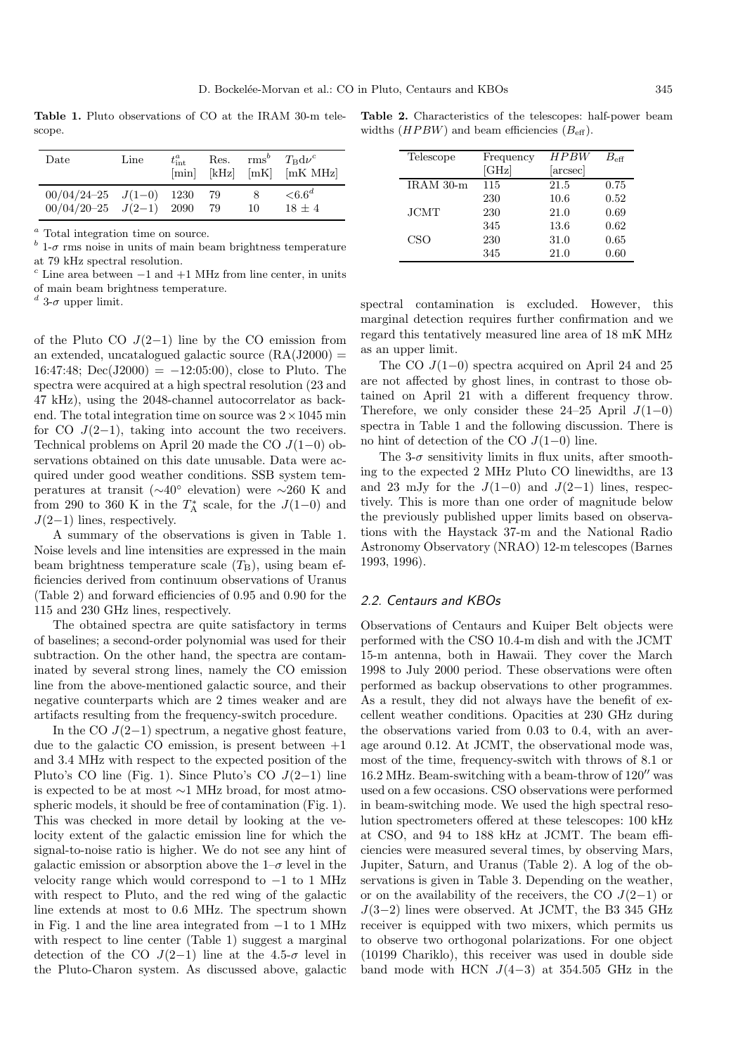**Table 1.** Pluto observations of CO at the IRAM 30-m telescope.

| Date | Line | $t^{a}_{\rm int}$ [min] | Res. [kHz] | rms[b] [mK] | $T_{\rm B}{\rm d}\nu^{c}$ [mK MHz] |
|---|---|---|---|---|---|
| 00/04/24–25 | $J(1{-}0)$ | 1230 | 79 | 8 | $<6.6^{d}$ |
| 00/04/20–25 | $J(2{-}1)$ | 2090 | 79 | 10 | $18 \pm 4$ |

[a] Total integration time on source.
[b] 1-$\sigma$ rms noise in units of main beam brightness temperature at 79 kHz spectral resolution.
[c] Line area between −1 and +1 MHz from line center, in units of main beam brightness temperature.
[d] 3-$\sigma$ upper limit.

of the Pluto CO $J(2{-}1)$ line by the CO emission from an extended, uncatalogued galactic source (RA(J2000) = 16:47:48; Dec(J2000) = −12:05:00), close to Pluto. The spectra were acquired at a high spectral resolution (23 and 47 kHz), using the 2048-channel autocorrelator as backend. The total integration time on source was $2 \times 1045$ min for CO $J(2{-}1)$, taking into account the two receivers. Technical problems on April 20 made the CO $J(1{-}0)$ observations obtained on this date unusable. Data were acquired under good weather conditions. SSB system temperatures at transit (∼40° elevation) were ∼260 K and from 290 to 360 K in the $T_{\rm A}^{\star}$ scale, for the $J(1{-}0)$ and $J(2{-}1)$ lines, respectively.

A summary of the observations is given in Table 1. Noise levels and line intensities are expressed in the main beam brightness temperature scale ($T_{\rm B}$), using beam efficiencies derived from continuum observations of Uranus (Table 2) and forward efficiencies of 0.95 and 0.90 for the 115 and 230 GHz lines, respectively.

The obtained spectra are quite satisfactory in terms of baselines; a second-order polynomial was used for their subtraction. On the other hand, the spectra are contaminated by several strong lines, namely the CO emission line from the above-mentioned galactic source, and their negative counterparts which are 2 times weaker and are artifacts resulting from the frequency-switch procedure.

In the CO $J(2{-}1)$ spectrum, a negative ghost feature, due to the galactic CO emission, is present between +1 and 3.4 MHz with respect to the expected position of the Pluto's CO line (Fig. 1). Since Pluto's CO $J(2{-}1)$ line is expected to be at most ∼1 MHz broad, for most atmospheric models, it should be free of contamination (Fig. 1). This was checked in more detail by looking at the velocity extent of the galactic emission line for which the signal-to-noise ratio is higher. We do not see any hint of galactic emission or absorption above the 1–$\sigma$ level in the velocity range which would correspond to −1 to 1 MHz with respect to Pluto, and the red wing of the galactic line extends at most to 0.6 MHz. The spectrum shown in Fig. 1 and the line area integrated from −1 to 1 MHz with respect to line center (Table 1) suggest a marginal detection of the CO $J(2{-}1)$ line at the 4.5-$\sigma$ level in the Pluto-Charon system. As discussed above, galactic spectral contamination is excluded. However, this marginal detection requires further confirmation and we regard this tentatively measured line area of 18 mK MHz as an upper limit.

**Table 2.** Characteristics of the telescopes: half-power beam widths ($HPBW$) and beam efficiencies ($B_{\rm eff}$).

| Telescope | Frequency [GHz] | $HPBW$ [arcsec] | $B_{\rm eff}$ |
|---|---|---|---|
| IRAM 30-m | 115 | 21.5 | 0.75 |
| | 230 | 10.6 | 0.52 |
| JCMT | 230 | 21.0 | 0.69 |
| | 345 | 13.6 | 0.62 |
| CSO | 230 | 31.0 | 0.65 |
| | 345 | 21.0 | 0.60 |

The CO $J(1{-}0)$ spectra acquired on April 24 and 25 are not affected by ghost lines, in contrast to those obtained on April 21 with a different frequency throw. Therefore, we only consider these 24–25 April $J(1{-}0)$ spectra in Table 1 and the following discussion. There is no hint of detection of the CO $J(1{-}0)$ line.

The 3-$\sigma$ sensitivity limits in flux units, after smoothing to the expected 2 MHz Pluto CO linewidths, are 13 and 23 mJy for the $J(1{-}0)$ and $J(2{-}1)$ lines, respectively. This is more than one order of magnitude below the previously published upper limits based on observations with the Haystack 37-m and the National Radio Astronomy Observatory (NRAO) 12-m telescopes (Barnes 1993, 1996).

### 2.2. Centaurs and KBOs

Observations of Centaurs and Kuiper Belt objects were performed with the CSO 10.4-m dish and with the JCMT 15-m antenna, both in Hawaii. They cover the March 1998 to July 2000 period. These observations were often performed as backup observations to other programmes. As a result, they did not always have the benefit of excellent weather conditions. Opacities at 230 GHz during the observations varied from 0.03 to 0.4, with an average around 0.12. At JCMT, the observational mode was, most of the time, frequency-switch with throws of 8.1 or 16.2 MHz. Beam-switching with a beam-throw of 120″ was used on a few occasions. CSO observations were performed in beam-switching mode. We used the high spectral resolution spectrometers offered at these telescopes: 100 kHz at CSO, and 94 to 188 kHz at JCMT. The beam efficiencies were measured several times, by observing Mars, Jupiter, Saturn, and Uranus (Table 2). A log of the observations is given in Table 3. Depending on the weather, or on the availability of the receivers, the CO $J(2{-}1)$ or $J(3{-}2)$ lines were observed. At JCMT, the B3 345 GHz receiver is equipped with two mixers, which permits us to observe two orthogonal polarizations. For one object (10199 Chariklo), this receiver was used in double side band mode with HCN $J(4{-}3)$ at 354.505 GHz in the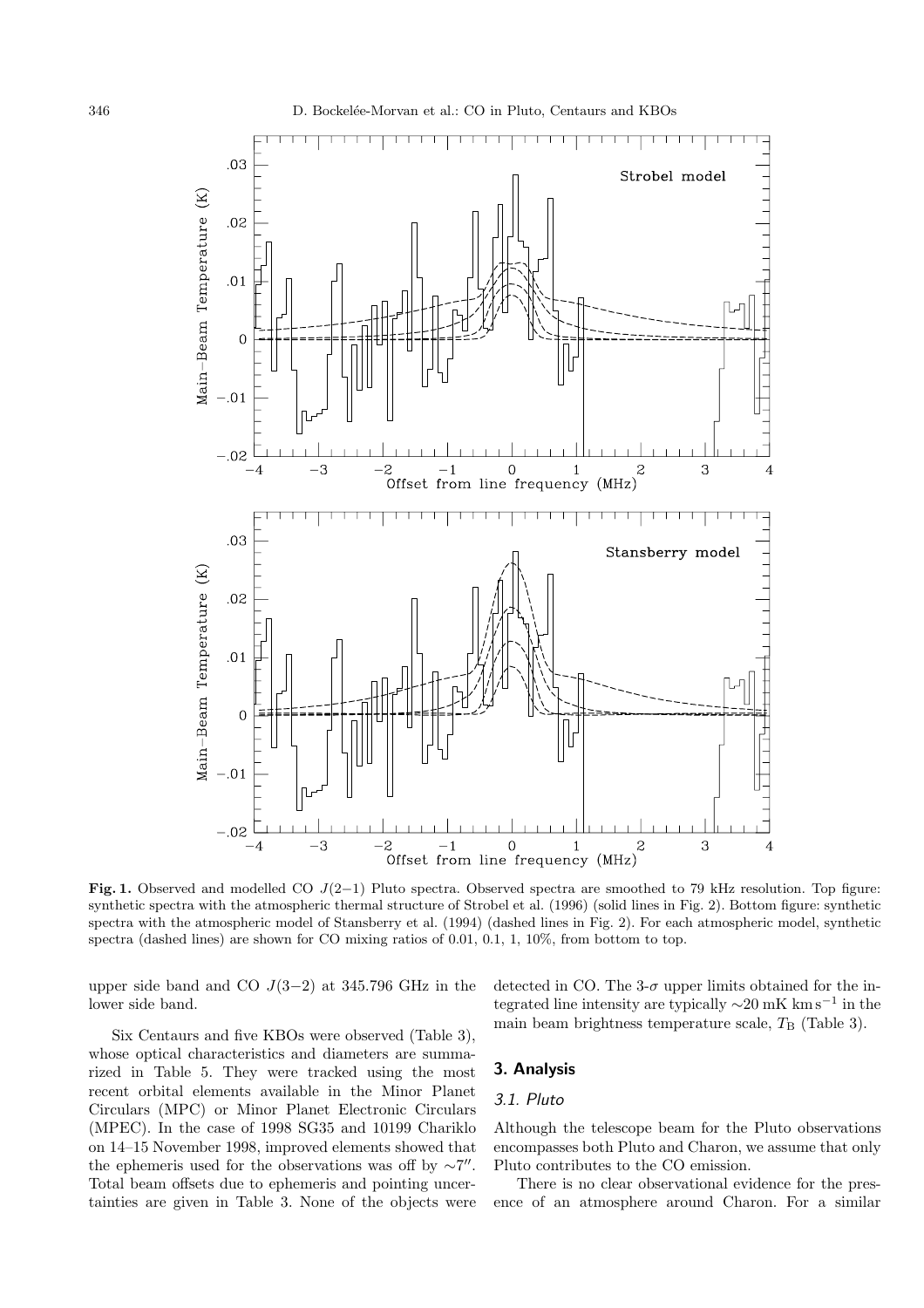**Fig. 1.** Observed and modelled CO $J(2-1)$ Pluto spectra. Observed spectra are smoothed to 79 kHz resolution. Top figure: synthetic spectra with the atmospheric thermal structure of Strobel et al. (1996) (solid lines in Fig. 2). Bottom figure: synthetic spectra with the atmospheric model of Stansberry et al. (1994) (dashed lines in Fig. 2). For each atmospheric model, synthetic spectra (dashed lines) are shown for CO mixing ratios of 0.01, 0.1, 1, 10%, from bottom to top.

upper side band and CO $J(3-2)$ at 345.796 GHz in the lower side band.

Six Centaurs and five KBOs were observed (Table 3), whose optical characteristics and diameters are summarized in Table 5. They were tracked using the most recent orbital elements available in the Minor Planet Circulars (MPC) or Minor Planet Electronic Circulars (MPEC). In the case of 1998 SG35 and 10199 Chariklo on 14–15 November 1998, improved elements showed that the ephemeris used for the observations was off by $\sim 7''$. Total beam offsets due to ephemeris and pointing uncertainties are given in Table 3. None of the objects were detected in CO. The 3-$\sigma$ upper limits obtained for the integrated line intensity are typically $\sim$20 mK km s$^{-1}$ in the main beam brightness temperature scale, $T_{\rm B}$ (Table 3).

## 3. Analysis

### 3.1. Pluto

Although the telescope beam for the Pluto observations encompasses both Pluto and Charon, we assume that only Pluto contributes to the CO emission.

There is no clear observational evidence for the presence of an atmosphere around Charon. For a similar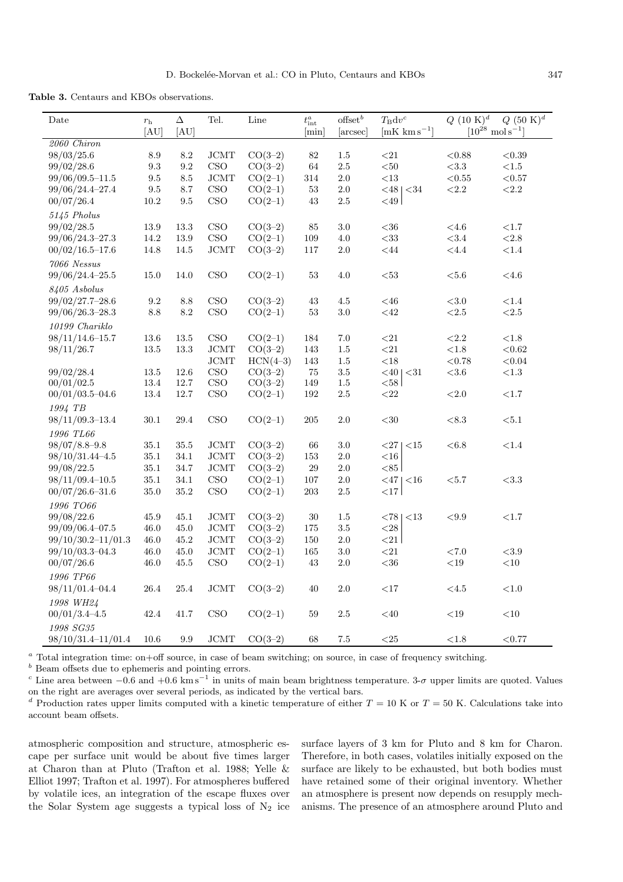**Table 3.** Centaurs and KBOs observations.

| Date | $r_h$ [AU] | $\Delta$ [AU] | Tel. | Line | $t^a_{int}$ [min] | offset[b] [arcsec] | $T_B dv^c$ [mK km s$^{-1}$] | $Q$ (10 K)[d] [$10^{28}$ mol s$^{-1}$] | $Q$ (50 K)[d] [$10^{28}$ mol s$^{-1}$] |
|---|---|---|---|---|---|---|---|---|---|
| *2060 Chiron* | | | | | | | | | |
| 98/03/25.6 | 8.9 | 8.2 | JCMT | CO(3–2) | 82 | 1.5 | <21 | <0.88 | <0.39 |
| 99/02/28.6 | 9.3 | 9.2 | CSO | CO(3–2) | 64 | 2.5 | <50 | <3.3 | <1.5 |
| 99/06/09.5–11.5 | 9.5 | 8.5 | JCMT | CO(2–1) | 314 | 2.0 | <13 | <0.55 | <0.57 |
| 99/06/24.4–27.4 | 9.5 | 8.7 | CSO | CO(2–1) | 53 | 2.0 | <48 \| <34 | <2.2 | <2.2 |
| 00/07/26.4 | 10.2 | 9.5 | CSO | CO(2–1) | 43 | 2.5 | <49 | | |
| *5145 Pholus* | | | | | | | | | |
| 99/02/28.5 | 13.9 | 13.3 | CSO | CO(3–2) | 85 | 3.0 | <36 | <4.6 | <1.7 |
| 99/06/24.3–27.3 | 14.2 | 13.9 | CSO | CO(2–1) | 109 | 4.0 | <33 | <3.4 | <2.8 |
| 00/02/16.5–17.6 | 14.8 | 14.5 | JCMT | CO(3–2) | 117 | 2.0 | <44 | <4.4 | <1.4 |
| *7066 Nessus* | | | | | | | | | |
| 99/06/24.4–25.5 | 15.0 | 14.0 | CSO | CO(2–1) | 53 | 4.0 | <53 | <5.6 | <4.6 |
| *8405 Asbolus* | | | | | | | | | |
| 99/02/27.7–28.6 | 9.2 | 8.8 | CSO | CO(3–2) | 43 | 4.5 | <46 | <3.0 | <1.4 |
| 99/06/26.3–28.3 | 8.8 | 8.2 | CSO | CO(2–1) | 53 | 3.0 | <42 | <2.5 | <2.5 |
| *10199 Chariklo* | | | | | | | | | |
| 98/11/14.6–15.7 | 13.6 | 13.5 | CSO | CO(2–1) | 184 | 7.0 | <21 | <2.2 | <1.8 |
| 98/11/26.7 | 13.5 | 13.3 | JCMT | CO(3–2) | 143 | 1.5 | <21 | <1.8 | <0.62 |
| | | | JCMT | HCN(4–3) | 143 | 1.5 | <18 | <0.78 | <0.04 |
| 99/02/28.4 | 13.5 | 12.6 | CSO | CO(3–2) | 75 | 3.5 | <40 \| <31 | <3.6 | <1.3 |
| 00/01/02.5 | 13.4 | 12.7 | CSO | CO(3–2) | 149 | 1.5 | <58 | | |
| 00/01/03.5–04.6 | 13.4 | 12.7 | CSO | CO(2–1) | 192 | 2.5 | <22 | <2.0 | <1.7 |
| *1994 TB* | | | | | | | | | |
| 98/11/09.3–13.4 | 30.1 | 29.4 | CSO | CO(2–1) | 205 | 2.0 | <30 | <8.3 | <5.1 |
| *1996 TL66* | | | | | | | | | |
| 98/07/8.8–9.8 | 35.1 | 35.5 | JCMT | CO(3–2) | 66 | 3.0 | <27 \| <15 | <6.8 | <1.4 |
| 98/10/31.44–4.5 | 35.1 | 34.1 | JCMT | CO(3–2) | 153 | 2.0 | <16 | | |
| 99/08/22.5 | 35.1 | 34.7 | JCMT | CO(3–2) | 29 | 2.0 | <85 | | |
| 98/11/09.4–10.5 | 35.1 | 34.1 | CSO | CO(2–1) | 107 | 2.0 | <47 \| <16 | <5.7 | <3.3 |
| 00/07/26.6–31.6 | 35.0 | 35.2 | CSO | CO(2–1) | 203 | 2.5 | <17 | | |
| *1996 TO66* | | | | | | | | | |
| 99/08/22.6 | 45.9 | 45.1 | JCMT | CO(3–2) | 30 | 1.5 | <78 \| <13 | <9.9 | <1.7 |
| 99/09/06.4–07.5 | 46.0 | 45.0 | JCMT | CO(3–2) | 175 | 3.5 | <28 | | |
| 99/10/30.2–11/01.3 | 46.0 | 45.2 | JCMT | CO(3–2) | 150 | 2.0 | <21 | | |
| 99/10/03.3–04.3 | 46.0 | 45.0 | JCMT | CO(2–1) | 165 | 3.0 | <21 | <7.0 | <3.9 |
| 00/07/26.6 | 46.0 | 45.5 | CSO | CO(2–1) | 43 | 2.0 | <36 | <19 | <10 |
| *1996 TP66* | | | | | | | | | |
| 98/11/01.4–04.4 | 26.4 | 25.4 | JCMT | CO(3–2) | 40 | 2.0 | <17 | <4.5 | <1.0 |
| *1998 WH24* | | | | | | | | | |
| 00/01/3.4–4.5 | 42.4 | 41.7 | CSO | CO(2–1) | 59 | 2.5 | <40 | <19 | <10 |
| *1998 SG35* | | | | | | | | | |
| 98/10/31.4–11/01.4 | 10.6 | 9.9 | JCMT | CO(3–2) | 68 | 7.5 | <25 | <1.8 | <0.77 |

[a] Total integration time: on+off source, in case of beam switching; on source, in case of frequency switching.
[b] Beam offsets due to ephemeris and pointing errors.
[c] Line area between −0.6 and +0.6 km s$^{-1}$ in units of main beam brightness temperature. 3-$\sigma$ upper limits are quoted. Values on the right are averages over several periods, as indicated by the vertical bars.
[d] Production rates upper limits computed with a kinetic temperature of either $T = 10$ K or $T = 50$ K. Calculations take into account beam offsets.

atmospheric composition and structure, atmospheric escape per surface unit would be about five times larger at Charon than at Pluto (Trafton et al. 1988; Yelle & Elliot 1997; Trafton et al. 1997). For atmospheres buffered by volatile ices, an integration of the escape fluxes over the Solar System age suggests a typical loss of $N_2$ ice surface layers of 3 km for Pluto and 8 km for Charon. Therefore, in both cases, volatiles initially exposed on the surface are likely to be exhausted, but both bodies must have retained some of their original inventory. Whether an atmosphere is present now depends on resupply mechanisms. The presence of an atmosphere around Pluto and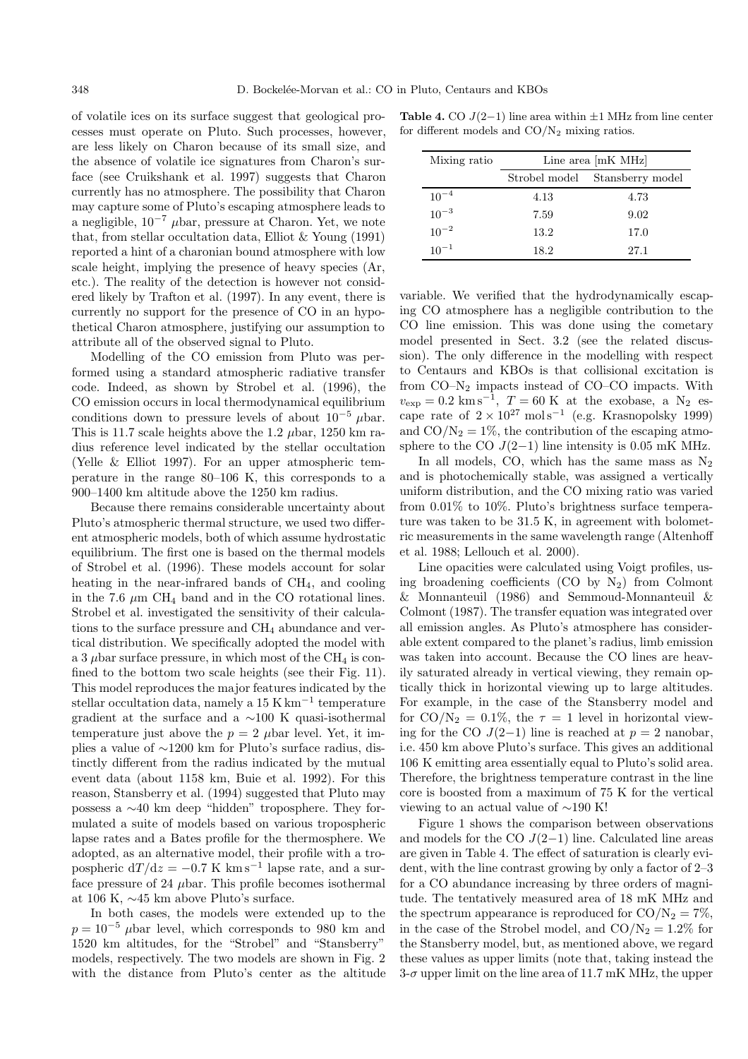of volatile ices on its surface suggest that geological processes must operate on Pluto. Such processes, however, are less likely on Charon because of its small size, and the absence of volatile ice signatures from Charon's surface (see Cruikshank et al. 1997) suggests that Charon currently has no atmosphere. The possibility that Charon may capture some of Pluto's escaping atmosphere leads to a negligible, $10^{-7}$ $\mu$bar, pressure at Charon. Yet, we note that, from stellar occultation data, Elliot & Young (1991) reported a hint of a charonian bound atmosphere with low scale height, implying the presence of heavy species (Ar, etc.). The reality of the detection is however not considered likely by Trafton et al. (1997). In any event, there is currently no support for the presence of CO in an hypothetical Charon atmosphere, justifying our assumption to attribute all of the observed signal to Pluto.

Modelling of the CO emission from Pluto was performed using a standard atmospheric radiative transfer code. Indeed, as shown by Strobel et al. (1996), the CO emission occurs in local thermodynamical equilibrium conditions down to pressure levels of about $10^{-5}$ $\mu$bar. This is 11.7 scale heights above the 1.2 $\mu$bar, 1250 km radius reference level indicated by the stellar occultation (Yelle & Elliot 1997). For an upper atmospheric temperature in the range 80–106 K, this corresponds to a 900–1400 km altitude above the 1250 km radius.

Because there remains considerable uncertainty about Pluto's atmospheric thermal structure, we used two different atmospheric models, both of which assume hydrostatic equilibrium. The first one is based on the thermal models of Strobel et al. (1996). These models account for solar heating in the near-infrared bands of $CH_4$, and cooling in the 7.6 $\mu$m $CH_4$ band and in the CO rotational lines. Strobel et al. investigated the sensitivity of their calculations to the surface pressure and $CH_4$ abundance and vertical distribution. We specifically adopted the model with a 3 $\mu$bar surface pressure, in which most of the $CH_4$ is confined to the bottom two scale heights (see their Fig. 11). This model reproduces the major features indicated by the stellar occultation data, namely a 15 K km$^{-1}$ temperature gradient at the surface and a $\sim$100 K quasi-isothermal temperature just above the $p = 2$ $\mu$bar level. Yet, it implies a value of $\sim$1200 km for Pluto's surface radius, distinctly different from the radius indicated by the mutual event data (about 1158 km, Buie et al. 1992). For this reason, Stansberry et al. (1994) suggested that Pluto may possess a $\sim$40 km deep "hidden" troposphere. They formulated a suite of models based on various tropospheric lapse rates and a Bates profile for the thermosphere. We adopted, as an alternative model, their profile with a tropospheric $\mathrm{d}T/\mathrm{d}z = -0.7$ K km s$^{-1}$ lapse rate, and a surface pressure of 24 $\mu$bar. This profile becomes isothermal at 106 K, $\sim$45 km above Pluto's surface.

In both cases, the models were extended up to the $p = 10^{-5}$ $\mu$bar level, which corresponds to 980 km and 1520 km altitudes, for the "Strobel" and "Stansberry" models, respectively. The two models are shown in Fig. 2 with the distance from Pluto's center as the altitude variable. We verified that the hydrodynamically escaping CO atmosphere has a negligible contribution to the CO line emission. This was done using the cometary model presented in Sect. 3.2 (see the related discussion). The only difference in the modelling with respect to Centaurs and KBOs is that collisional excitation is from CO–$N_2$ impacts instead of CO–CO impacts. With $v_{\rm exp} = 0.2$ km s$^{-1}$, $T = 60$ K at the exobase, a $N_2$ escape rate of $2 \times 10^{27}$ mol s$^{-1}$ (e.g. Krasnopolsky 1999) and $CO/N_2 = 1\%$, the contribution of the escaping atmosphere to the CO $J(2{-}1)$ line intensity is 0.05 mK MHz.

**Table 4.** CO $J(2{-}1)$ line area within $\pm$1 MHz from line center for different models and $CO/N_2$ mixing ratios.

| Mixing ratio | Line area [mK MHz] | |
|---|---|---|
| | Strobel model | Stansberry model |
| $10^{-4}$ | 4.13 | 4.73 |
| $10^{-3}$ | 7.59 | 9.02 |
| $10^{-2}$ | 13.2 | 17.0 |
| $10^{-1}$ | 18.2 | 27.1 |

In all models, CO, which has the same mass as $N_2$ and is photochemically stable, was assigned a vertically uniform distribution, and the CO mixing ratio was varied from 0.01% to 10%. Pluto's brightness surface temperature was taken to be 31.5 K, in agreement with bolometric measurements in the same wavelength range (Altenhoff et al. 1988; Lellouch et al. 2000).

Line opacities were calculated using Voigt profiles, using broadening coefficients (CO by $N_2$) from Colmont & Monnanteuil (1986) and Semmoud-Monnanteuil & Colmont (1987). The transfer equation was integrated over all emission angles. As Pluto's atmosphere has considerable extent compared to the planet's radius, limb emission was taken into account. Because the CO lines are heavily saturated already in vertical viewing, they remain optically thick in horizontal viewing up to large altitudes. For example, in the case of the Stansberry model and for $CO/N_2 = 0.1\%$, the $\tau = 1$ level in horizontal viewing for the CO $J(2{-}1)$ line is reached at $p = 2$ nanobar, i.e. 450 km above Pluto's surface. This gives an additional 106 K emitting area essentially equal to Pluto's solid area. Therefore, the brightness temperature contrast in the line core is boosted from a maximum of 75 K for the vertical viewing to an actual value of $\sim$190 K!

Figure 1 shows the comparison between observations and models for the CO $J(2{-}1)$ line. Calculated line areas are given in Table 4. The effect of saturation is clearly evident, with the line contrast growing by only a factor of 2–3 for a CO abundance increasing by three orders of magnitude. The tentatively measured area of 18 mK MHz and the spectrum appearance is reproduced for $CO/N_2 = 7\%$, in the case of the Strobel model, and $CO/N_2 = 1.2\%$ for the Stansberry model, but, as mentioned above, we regard these values as upper limits (note that, taking instead the 3-$\sigma$ upper limit on the line area of 11.7 mK MHz, the upper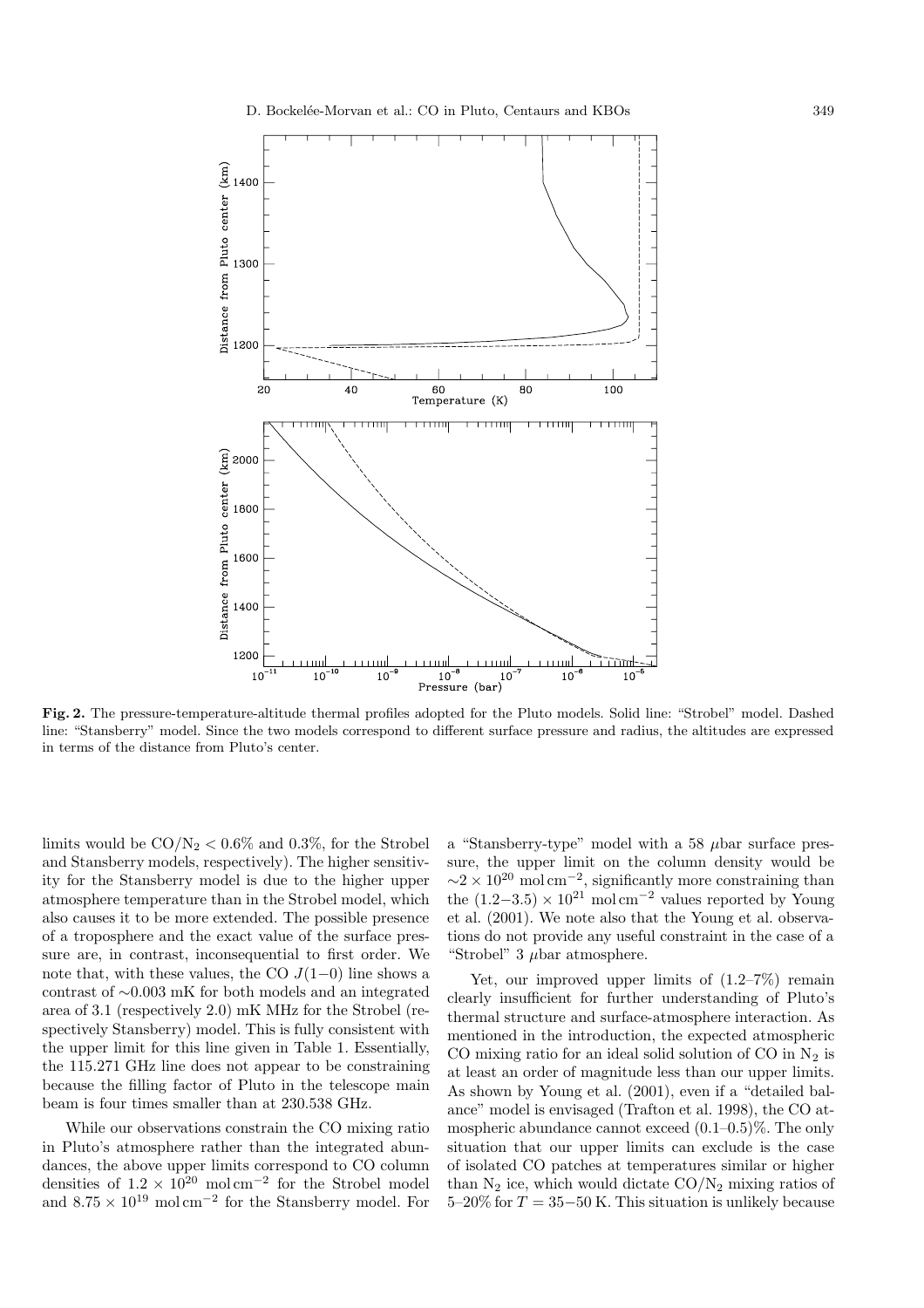**Fig. 2.** The pressure-temperature-altitude thermal profiles adopted for the Pluto models. Solid line: "Strobel" model. Dashed line: "Stansberry" model. Since the two models correspond to different surface pressure and radius, the altitudes are expressed in terms of the distance from Pluto's center.

limits would be $CO/N_2 < 0.6\%$ and 0.3%, for the Strobel and Stansberry models, respectively). The higher sensitivity for the Stansberry model is due to the higher upper atmosphere temperature than in the Strobel model, which also causes it to be more extended. The possible presence of a troposphere and the exact value of the surface pressure are, in contrast, inconsequential to first order. We note that, with these values, the CO $J(1-0)$ line shows a contrast of $\sim$0.003 mK for both models and an integrated area of 3.1 (respectively 2.0) mK MHz for the Strobel (respectively Stansberry) model. This is fully consistent with the upper limit for this line given in Table 1. Essentially, the 115.271 GHz line does not appear to be constraining because the filling factor of Pluto in the telescope main beam is four times smaller than at 230.538 GHz.

While our observations constrain the CO mixing ratio in Pluto's atmosphere rather than the integrated abundances, the above upper limits correspond to CO column densities of $1.2 \times 10^{20}$ mol cm$^{-2}$ for the Strobel model and $8.75 \times 10^{19}$ mol cm$^{-2}$ for the Stansberry model. For a "Stansberry-type" model with a 58 $\mu$bar surface pressure, the upper limit on the column density would be $\sim 2 \times 10^{20}$ mol cm$^{-2}$, significantly more constraining than the $(1.2-3.5) \times 10^{21}$ mol cm$^{-2}$ values reported by Young et al. (2001). We note also that the Young et al. observations do not provide any useful constraint in the case of a "Strobel" 3 $\mu$bar atmosphere.

Yet, our improved upper limits of (1.2–7%) remain clearly insufficient for further understanding of Pluto's thermal structure and surface-atmosphere interaction. As mentioned in the introduction, the expected atmospheric CO mixing ratio for an ideal solid solution of CO in $N_2$ is at least an order of magnitude less than our upper limits. As shown by Young et al. (2001), even if a "detailed balance" model is envisaged (Trafton et al. 1998), the CO atmospheric abundance cannot exceed (0.1–0.5)%. The only situation that our upper limits can exclude is the case of isolated CO patches at temperatures similar or higher than $N_2$ ice, which would dictate $CO/N_2$ mixing ratios of 5–20% for $T = 35-50$ K. This situation is unlikely because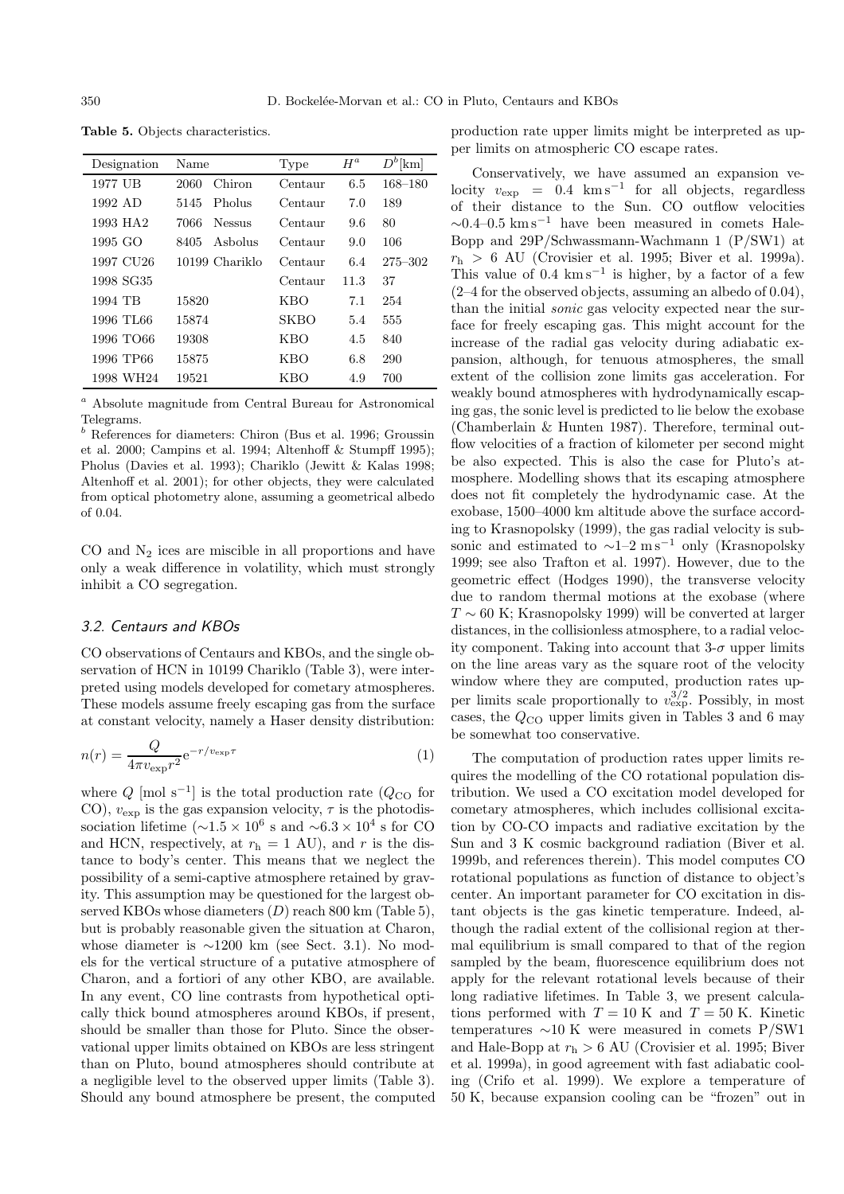**Table 5.** Objects characteristics.

| Designation | Name | Type | $H^a$ | $D^b$[km] |
|---|---|---|---|---|
| 1977 UB | 2060 Chiron | Centaur | 6.5 | 168–180 |
| 1992 AD | 5145 Pholus | Centaur | 7.0 | 189 |
| 1993 HA2 | 7066 Nessus | Centaur | 9.6 | 80 |
| 1995 GO | 8405 Asbolus | Centaur | 9.0 | 106 |
| 1997 CU26 | 10199 Chariklo | Centaur | 6.4 | 275–302 |
| 1998 SG35 | | Centaur | 11.3 | 37 |
| 1994 TB | 15820 | KBO | 7.1 | 254 |
| 1996 TL66 | 15874 | SKBO | 5.4 | 555 |
| 1996 TO66 | 19308 | KBO | 4.5 | 840 |
| 1996 TP66 | 15875 | KBO | 6.8 | 290 |
| 1998 WH24 | 19521 | KBO | 4.9 | 700 |

[a] Absolute magnitude from Central Bureau for Astronomical Telegrams.
[b] References for diameters: Chiron (Bus et al. 1996; Groussin et al. 2000; Campins et al. 1994; Altenhoff & Stumpff 1995); Pholus (Davies et al. 1993); Chariklo (Jewitt & Kalas 1998; Altenhoff et al. 2001); for other objects, they were calculated from optical photometry alone, assuming a geometrical albedo of 0.04.

CO and $N_2$ ices are miscible in all proportions and have only a weak difference in volatility, which must strongly inhibit a CO segregation.

### 3.2. Centaurs and KBOs

CO observations of Centaurs and KBOs, and the single observation of HCN in 10199 Chariklo (Table 3), were interpreted using models developed for cometary atmospheres. These models assume freely escaping gas from the surface at constant velocity, namely a Haser density distribution:

$$n(r) = \frac{Q}{4\pi v_{\rm exp} r^2} {\rm e}^{-r/v_{\rm exp}\tau} \quad (1)$$

where $Q$ [mol s$^{-1}$] is the total production rate ($Q_{\rm CO}$ for CO), $v_{\rm exp}$ is the gas expansion velocity, $\tau$ is the photodissociation lifetime ($\sim 1.5 \times 10^6$ s and $\sim 6.3 \times 10^4$ s for CO and HCN, respectively, at $r_{\rm h} = 1$ AU), and $r$ is the distance to body's center. This means that we neglect the possibility of a semi-captive atmosphere retained by gravity. This assumption may be questioned for the largest observed KBOs whose diameters ($D$) reach 800 km (Table 5), but is probably reasonable given the situation at Charon, whose diameter is $\sim$1200 km (see Sect. 3.1). No models for the vertical structure of a putative atmosphere of Charon, and a fortiori of any other KBO, are available. In any event, CO line contrasts from hypothetical optically thick bound atmospheres around KBOs, if present, should be smaller than those for Pluto. Since the observational upper limits obtained on KBOs are less stringent than on Pluto, bound atmospheres should contribute at a negligible level to the observed upper limits (Table 3). Should any bound atmosphere be present, the computed production rate upper limits might be interpreted as upper limits on atmospheric CO escape rates.

Conservatively, we have assumed an expansion velocity $v_{\rm exp} = 0.4$ km s$^{-1}$ for all objects, regardless of their distance to the Sun. CO outflow velocities $\sim$0.4–0.5 km s$^{-1}$ have been measured in comets Hale-Bopp and 29P/Schwassmann-Wachmann 1 (P/SW1) at $r_{\rm h} > 6$ AU (Crovisier et al. 1995; Biver et al. 1999a). This value of 0.4 km s$^{-1}$ is higher, by a factor of a few (2–4 for the observed objects, assuming an albedo of 0.04), than the initial *sonic* gas velocity expected near the surface for freely escaping gas. This might account for the increase of the radial gas velocity during adiabatic expansion, although, for tenuous atmospheres, the small extent of the collision zone limits gas acceleration. For weakly bound atmospheres with hydrodynamically escaping gas, the sonic level is predicted to lie below the exobase (Chamberlain & Hunten 1987). Therefore, terminal outflow velocities of a fraction of kilometer per second might be also expected. This is also the case for Pluto's atmosphere. Modelling shows that its escaping atmosphere does not fit completely the hydrodynamic case. At the exobase, 1500–4000 km altitude above the surface according to Krasnopolsky (1999), the gas radial velocity is subsonic and estimated to $\sim$1–2 m s$^{-1}$ only (Krasnopolsky 1999; see also Trafton et al. 1997). However, due to the geometric effect (Hodges 1990), the transverse velocity due to random thermal motions at the exobase (where $T \sim 60$ K; Krasnopolsky 1999) will be converted at larger distances, in the collisionless atmosphere, to a radial velocity component. Taking into account that 3-$\sigma$ upper limits on the line areas vary as the square root of the velocity window where they are computed, production rates upper limits scale proportionally to $v_{\rm exp}^{3/2}$. Possibly, in most cases, the $Q_{\rm CO}$ upper limits given in Tables 3 and 6 may be somewhat too conservative.

The computation of production rates upper limits requires the modelling of the CO rotational population distribution. We used a CO excitation model developed for cometary atmospheres, which includes collisional excitation by CO-CO impacts and radiative excitation by the Sun and 3 K cosmic background radiation (Biver et al. 1999b, and references therein). This model computes CO rotational populations as function of distance to object's center. An important parameter for CO excitation in distant objects is the gas kinetic temperature. Indeed, although the radial extent of the collisional region at thermal equilibrium is small compared to that of the region sampled by the beam, fluorescence equilibrium does not apply for the relevant rotational levels because of their long radiative lifetimes. In Table 3, we present calculations performed with $T = 10$ K and $T = 50$ K. Kinetic temperatures $\sim$10 K were measured in comets P/SW1 and Hale-Bopp at $r_{\rm h} > 6$ AU (Crovisier et al. 1995; Biver et al. 1999a), in good agreement with fast adiabatic cooling (Crifo et al. 1999). We explore a temperature of 50 K, because expansion cooling can be "frozen" out in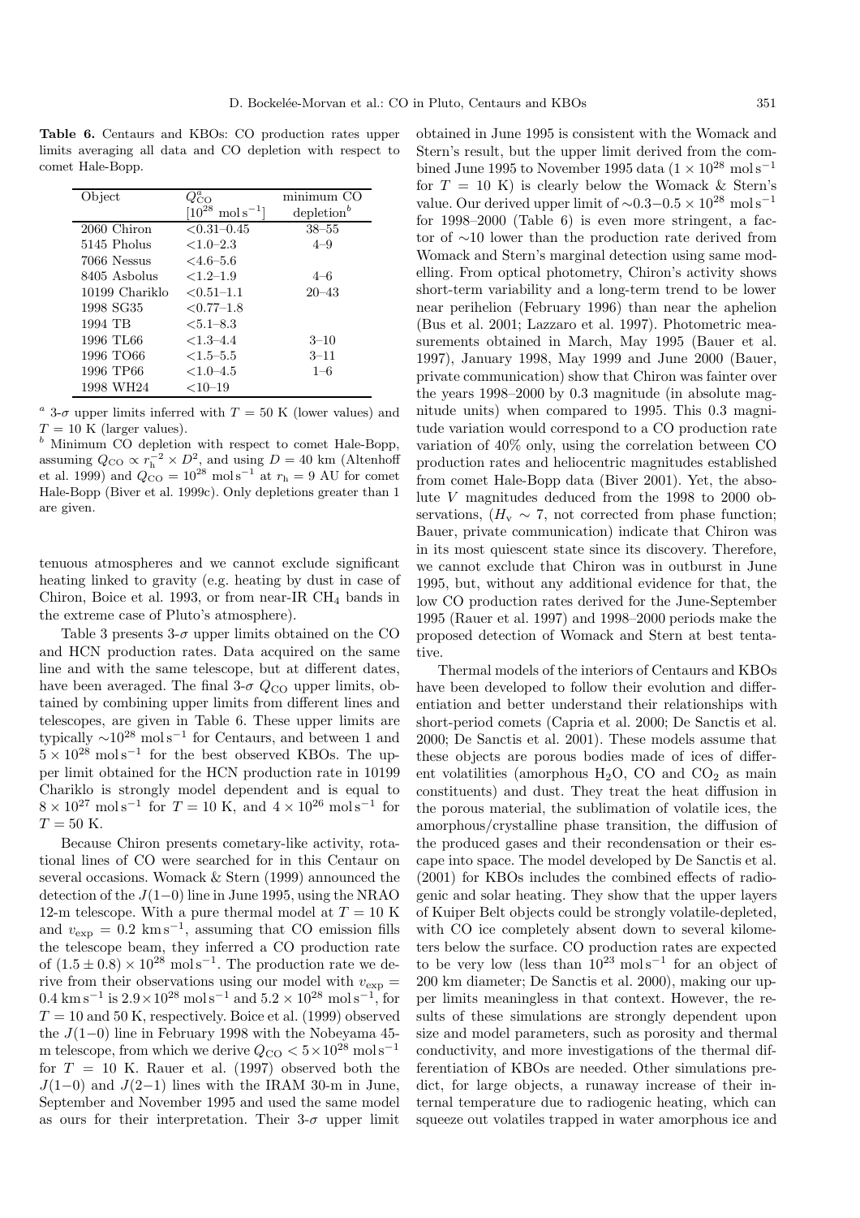**Table 6.** Centaurs and KBOs: CO production rates upper limits averaging all data and CO depletion with respect to comet Hale-Bopp.

| Object | $Q_{CO}^{a}$ $[10^{28}\ \mathrm{mol\,s^{-1}}]$ | minimum CO depletion[b] |
|---|---|---|
| 2060 Chiron | <0.31–0.45 | 38–55 |
| 5145 Pholus | <1.0–2.3 | 4–9 |
| 7066 Nessus | <4.6–5.6 | |
| 8405 Asbolus | <1.2–1.9 | 4–6 |
| 10199 Chariklo | <0.51–1.1 | 20–43 |
| 1998 SG35 | <0.77–1.8 | |
| 1994 TB | <5.1–8.3 | |
| 1996 TL66 | <1.3–4.4 | 3–10 |
| 1996 TO66 | <1.5–5.5 | 3–11 |
| 1996 TP66 | <1.0–4.5 | 1–6 |
| 1998 WH24 | <10–19 | |

[a] 3-$\sigma$ upper limits inferred with $T = 50$ K (lower values) and $T = 10$ K (larger values).
[b] Minimum CO depletion with respect to comet Hale-Bopp, assuming $Q_{CO} \propto r_h^{-2} \times D^2$, and using $D = 40$ km (Altenhoff et al. 1999) and $Q_{CO} = 10^{28}\ \mathrm{mol\,s^{-1}}$ at $r_h = 9$ AU for comet Hale-Bopp (Biver et al. 1999c). Only depletions greater than 1 are given.

tenuous atmospheres and we cannot exclude significant heating linked to gravity (e.g. heating by dust in case of Chiron, Boice et al. 1993, or from near-IR $CH_4$ bands in the extreme case of Pluto's atmosphere).

Table 3 presents 3-$\sigma$ upper limits obtained on the CO and HCN production rates. Data acquired on the same line and with the same telescope, but at different dates, have been averaged. The final 3-$\sigma$ $Q_{CO}$ upper limits, obtained by combining upper limits from different lines and telescopes, are given in Table 6. These upper limits are typically $\sim 10^{28}\ \mathrm{mol\,s^{-1}}$ for Centaurs, and between 1 and $5 \times 10^{28}\ \mathrm{mol\,s^{-1}}$ for the best observed KBOs. The upper limit obtained for the HCN production rate in 10199 Chariklo is strongly model dependent and is equal to $8 \times 10^{27}\ \mathrm{mol\,s^{-1}}$ for $T = 10$ K, and $4 \times 10^{26}\ \mathrm{mol\,s^{-1}}$ for $T = 50$ K.

Because Chiron presents cometary-like activity, rotational lines of CO were searched for in this Centaur on several occasions. Womack & Stern (1999) announced the detection of the $J(1-0)$ line in June 1995, using the NRAO 12-m telescope. With a pure thermal model at $T = 10$ K and $v_{exp} = 0.2\ \mathrm{km\,s^{-1}}$, assuming that CO emission fills the telescope beam, they inferred a CO production rate of $(1.5 \pm 0.8) \times 10^{28}\ \mathrm{mol\,s^{-1}}$. The production rate we derive from their observations using our model with $v_{exp} = 0.4\ \mathrm{km\,s^{-1}}$ is $2.9 \times 10^{28}\ \mathrm{mol\,s^{-1}}$ and $5.2 \times 10^{28}\ \mathrm{mol\,s^{-1}}$, for $T = 10$ and 50 K, respectively. Boice et al. (1999) observed the $J(1-0)$ line in February 1998 with the Nobeyama 45-m telescope, from which we derive $Q_{CO} < 5 \times 10^{28}\ \mathrm{mol\,s^{-1}}$ for $T = 10$ K. Rauer et al. (1997) observed both the $J(1-0)$ and $J(2-1)$ lines with the IRAM 30-m in June, September and November 1995 and used the same model as ours for their interpretation. Their 3-$\sigma$ upper limit obtained in June 1995 is consistent with the Womack and Stern's result, but the upper limit derived from the combined June 1995 to November 1995 data ($1 \times 10^{28}\ \mathrm{mol\,s^{-1}}$ for $T = 10$ K) is clearly below the Womack & Stern's value. Our derived upper limit of $\sim 0.3 - 0.5 \times 10^{28}\ \mathrm{mol\,s^{-1}}$ for 1998–2000 (Table 6) is even more stringent, a factor of $\sim 10$ lower than the production rate derived from Womack and Stern's marginal detection using same modelling. From optical photometry, Chiron's activity shows short-term variability and a long-term trend to be lower near perihelion (February 1996) than near the aphelion (Bus et al. 2001; Lazzaro et al. 1997). Photometric measurements obtained in March, May 1995 (Bauer et al. 1997), January 1998, May 1999 and June 2000 (Bauer, private communication) show that Chiron was fainter over the years 1998–2000 by 0.3 magnitude (in absolute magnitude units) when compared to 1995. This 0.3 magnitude variation would correspond to a CO production rate variation of 40% only, using the correlation between CO production rates and heliocentric magnitudes established from comet Hale-Bopp data (Biver 2001). Yet, the absolute $V$ magnitudes deduced from the 1998 to 2000 observations, ($H_v \sim 7$, not corrected from phase function; Bauer, private communication) indicate that Chiron was in its most quiescent state since its discovery. Therefore, we cannot exclude that Chiron was in outburst in June 1995, but, without any additional evidence for that, the low CO production rates derived for the June-September 1995 (Rauer et al. 1997) and 1998–2000 periods make the proposed detection of Womack and Stern at best tentative.

Thermal models of the interiors of Centaurs and KBOs have been developed to follow their evolution and differentiation and better understand their relationships with short-period comets (Capria et al. 2000; De Sanctis et al. 2000; De Sanctis et al. 2001). These models assume that these objects are porous bodies made of ices of different volatilities (amorphous $H_2O$, CO and $CO_2$ as main constituents) and dust. They treat the heat diffusion in the porous material, the sublimation of volatile ices, the amorphous/crystalline phase transition, the diffusion of the produced gases and their recondensation or their escape into space. The model developed by De Sanctis et al. (2001) for KBOs includes the combined effects of radiogenic and solar heating. They show that the upper layers of Kuiper Belt objects could be strongly volatile-depleted, with CO ice completely absent down to several kilometers below the surface. CO production rates are expected to be very low (less than $10^{23}\ \mathrm{mol\,s^{-1}}$ for an object of 200 km diameter; De Sanctis et al. 2000), making our upper limits meaningless in that context. However, the results of these simulations are strongly dependent upon size and model parameters, such as porosity and thermal conductivity, and more investigations of the thermal differentiation of KBOs are needed. Other simulations predict, for large objects, a runaway increase of their internal temperature due to radiogenic heating, which can squeeze out volatiles trapped in water amorphous ice and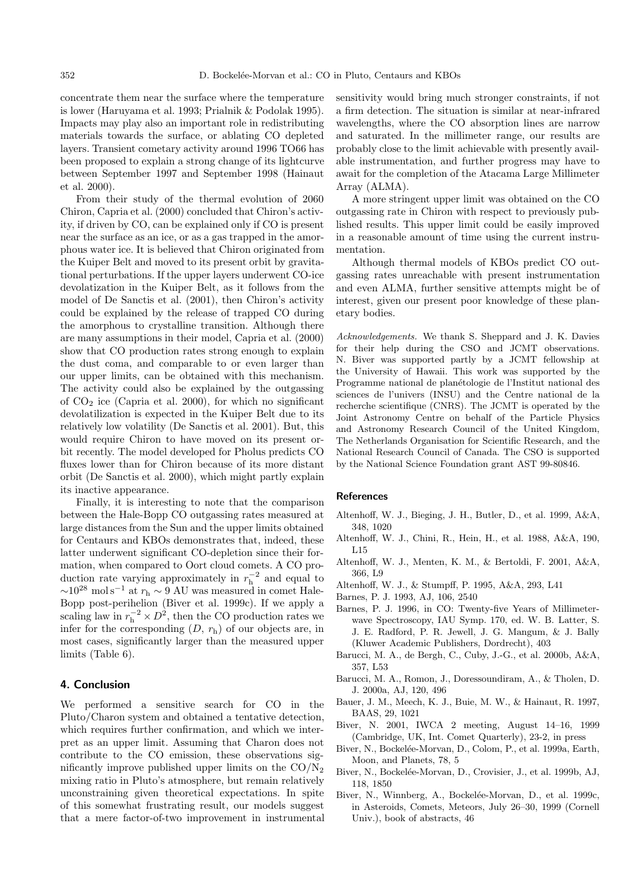concentrate them near the surface where the temperature is lower (Haruyama et al. 1993; Prialnik & Podolak 1995). Impacts may play also an important role in redistributing materials towards the surface, or ablating CO depleted layers. Transient cometary activity around 1996 TO66 has been proposed to explain a strong change of its lightcurve between September 1997 and September 1998 (Hainaut et al. 2000).

From their study of the thermal evolution of 2060 Chiron, Capria et al. (2000) concluded that Chiron's activity, if driven by CO, can be explained only if CO is present near the surface as an ice, or as a gas trapped in the amorphous water ice. It is believed that Chiron originated from the Kuiper Belt and moved to its present orbit by gravitational perturbations. If the upper layers underwent CO-ice devolatization in the Kuiper Belt, as it follows from the model of De Sanctis et al. (2001), then Chiron's activity could be explained by the release of trapped CO during the amorphous to crystalline transition. Although there are many assumptions in their model, Capria et al. (2000) show that CO production rates strong enough to explain the dust coma, and comparable to or even larger than our upper limits, can be obtained with this mechanism. The activity could also be explained by the outgassing of $CO_2$ ice (Capria et al. 2000), for which no significant devolatilization is expected in the Kuiper Belt due to its relatively low volatility (De Sanctis et al. 2001). But, this would require Chiron to have moved on its present orbit recently. The model developed for Pholus predicts CO fluxes lower than for Chiron because of its more distant orbit (De Sanctis et al. 2000), which might partly explain its inactive appearance.

Finally, it is interesting to note that the comparison between the Hale-Bopp CO outgassing rates measured at large distances from the Sun and the upper limits obtained for Centaurs and KBOs demonstrates that, indeed, these latter underwent significant CO-depletion since their formation, when compared to Oort cloud comets. A CO production rate varying approximately in $r_{\rm h}^{-2}$ and equal to $\sim$$10^{28}$ mol s$^{-1}$ at $r_{\rm h} \sim 9$ AU was measured in comet Hale-Bopp post-perihelion (Biver et al. 1999c). If we apply a scaling law in $r_{\rm h}^{-2} \times D^2$, then the CO production rates we infer for the corresponding ($D$, $r_{\rm h}$) of our objects are, in most cases, significantly larger than the measured upper limits (Table 6).

## 4. Conclusion

We performed a sensitive search for CO in the Pluto/Charon system and obtained a tentative detection, which requires further confirmation, and which we interpret as an upper limit. Assuming that Charon does not contribute to the CO emission, these observations significantly improve published upper limits on the $CO/N_2$ mixing ratio in Pluto's atmosphere, but remain relatively unconstraining given theoretical expectations. In spite of this somewhat frustrating result, our models suggest that a mere factor-of-two improvement in instrumental sensitivity would bring much stronger constraints, if not a firm detection. The situation is similar at near-infrared wavelengths, where the CO absorption lines are narrow and saturated. In the millimeter range, our results are probably close to the limit achievable with presently available instrumentation, and further progress may have to await for the completion of the Atacama Large Millimeter Array (ALMA).

A more stringent upper limit was obtained on the CO outgassing rate in Chiron with respect to previously published results. This upper limit could be easily improved in a reasonable amount of time using the current instrumentation.

Although thermal models of KBOs predict CO outgassing rates unreachable with present instrumentation and even ALMA, further sensitive attempts might be of interest, given our present poor knowledge of these planetary bodies.

*Acknowledgements.* We thank S. Sheppard and J. K. Davies for their help during the CSO and JCMT observations. N. Biver was supported partly by a JCMT fellowship at the University of Hawaii. This work was supported by the Programme national de planétologie de l'Institut national des sciences de l'univers (INSU) and the Centre national de la recherche scientifique (CNRS). The JCMT is operated by the Joint Astronomy Centre on behalf of the Particle Physics and Astronomy Research Council of the United Kingdom, The Netherlands Organisation for Scientific Research, and the National Research Council of Canada. The CSO is supported by the National Science Foundation grant AST 99-80846.

## References

- Altenhoff, W. J., Bieging, J. H., Butler, D., et al. 1999, A&A, 348, 1020
- Altenhoff, W. J., Chini, R., Hein, H., et al. 1988, A&A, 190, L15
- Altenhoff, W. J., Menten, K. M., & Bertoldi, F. 2001, A&A, 366, L9
- Altenhoff, W. J., & Stumpff, P. 1995, A&A, 293, L41
- Barnes, P. J. 1993, AJ, 106, 2540
- Barnes, P. J. 1996, in CO: Twenty-five Years of Millimeter-wave Spectroscopy, IAU Symp. 170, ed. W. B. Latter, S. J. E. Radford, P. R. Jewell, J. G. Mangum, & J. Bally (Kluwer Academic Publishers, Dordrecht), 403
- Barucci, M. A., de Bergh, C., Cuby, J.-G., et al. 2000b, A&A, 357, L53
- Barucci, M. A., Romon, J., Doressoundiram, A., & Tholen, D. J. 2000a, AJ, 120, 496
- Bauer, J. M., Meech, K. J., Buie, M. W., & Hainaut, R. 1997, BAAS, 29, 1021
- Biver, N. 2001, IWCA 2 meeting, August 14–16, 1999 (Cambridge, UK, Int. Comet Quarterly), 23-2, in press
- Biver, N., Bockelée-Morvan, D., Colom, P., et al. 1999a, Earth, Moon, and Planets, 78, 5
- Biver, N., Bockelée-Morvan, D., Crovisier, J., et al. 1999b, AJ, 118, 1850
- Biver, N., Winnberg, A., Bockelée-Morvan, D., et al. 1999c, in Asteroids, Comets, Meteors, July 26–30, 1999 (Cornell Univ.), book of abstracts, 46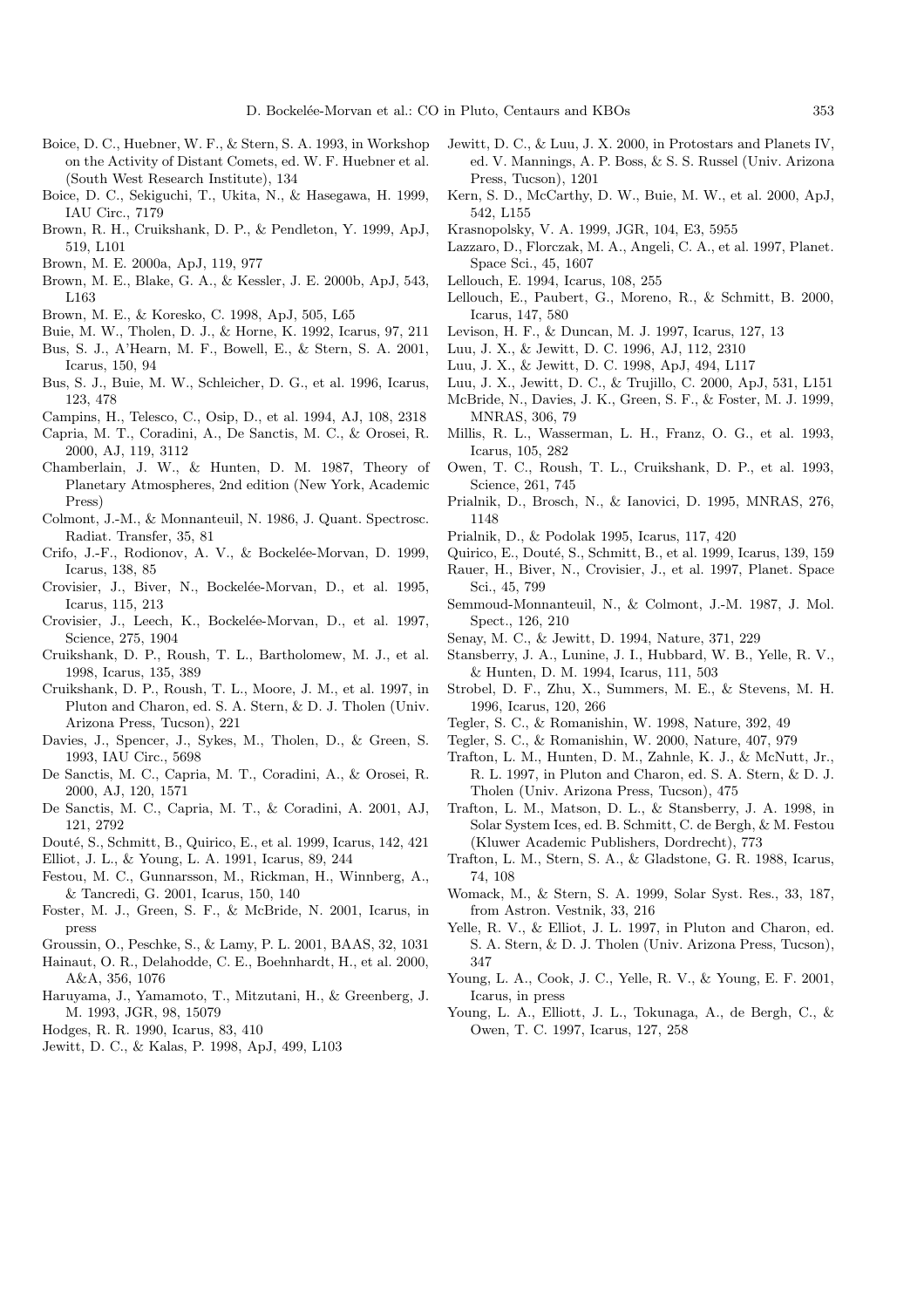Boice, D. C., Huebner, W. F., & Stern, S. A. 1993, in Workshop on the Activity of Distant Comets, ed. W. F. Huebner et al. (South West Research Institute), 134

Boice, D. C., Sekiguchi, T., Ukita, N., & Hasegawa, H. 1999, IAU Circ., 7179

Brown, R. H., Cruikshank, D. P., & Pendleton, Y. 1999, ApJ, 519, L101

Brown, M. E. 2000a, ApJ, 119, 977

Brown, M. E., Blake, G. A., & Kessler, J. E. 2000b, ApJ, 543, L163

Brown, M. E., & Koresko, C. 1998, ApJ, 505, L65

Buie, M. W., Tholen, D. J., & Horne, K. 1992, Icarus, 97, 211

Bus, S. J., A'Hearn, M. F., Bowell, E., & Stern, S. A. 2001, Icarus, 150, 94

Bus, S. J., Buie, M. W., Schleicher, D. G., et al. 1996, Icarus, 123, 478

Campins, H., Telesco, C., Osip, D., et al. 1994, AJ, 108, 2318

Capria, M. T., Coradini, A., De Sanctis, M. C., & Orosei, R. 2000, AJ, 119, 3112

Chamberlain, J. W., & Hunten, D. M. 1987, Theory of Planetary Atmospheres, 2nd edition (New York, Academic Press)

Colmont, J.-M., & Monnanteuil, N. 1986, J. Quant. Spectrosc. Radiat. Transfer, 35, 81

Crifo, J.-F., Rodionov, A. V., & Bockelée-Morvan, D. 1999, Icarus, 138, 85

Crovisier, J., Biver, N., Bockelée-Morvan, D., et al. 1995, Icarus, 115, 213

Crovisier, J., Leech, K., Bockelée-Morvan, D., et al. 1997, Science, 275, 1904

Cruikshank, D. P., Roush, T. L., Bartholomew, M. J., et al. 1998, Icarus, 135, 389

Cruikshank, D. P., Roush, T. L., Moore, J. M., et al. 1997, in Pluton and Charon, ed. S. A. Stern, & D. J. Tholen (Univ. Arizona Press, Tucson), 221

Davies, J., Spencer, J., Sykes, M., Tholen, D., & Green, S. 1993, IAU Circ., 5698

De Sanctis, M. C., Capria, M. T., Coradini, A., & Orosei, R. 2000, AJ, 120, 1571

De Sanctis, M. C., Capria, M. T., & Coradini, A. 2001, AJ, 121, 2792

Douté, S., Schmitt, B., Quirico, E., et al. 1999, Icarus, 142, 421

Elliot, J. L., & Young, L. A. 1991, Icarus, 89, 244

Festou, M. C., Gunnarsson, M., Rickman, H., Winnberg, A., & Tancredi, G. 2001, Icarus, 150, 140

Foster, M. J., Green, S. F., & McBride, N. 2001, Icarus, in press

Groussin, O., Peschke, S., & Lamy, P. L. 2001, BAAS, 32, 1031

Hainaut, O. R., Delahodde, C. E., Boehnhardt, H., et al. 2000, A&A, 356, 1076

Haruyama, J., Yamamoto, T., Mitzutani, H., & Greenberg, J. M. 1993, JGR, 98, 15079

Hodges, R. R. 1990, Icarus, 83, 410

Jewitt, D. C., & Kalas, P. 1998, ApJ, 499, L103

Jewitt, D. C., & Luu, J. X. 2000, in Protostars and Planets IV, ed. V. Mannings, A. P. Boss, & S. S. Russel (Univ. Arizona Press, Tucson), 1201

Kern, S. D., McCarthy, D. W., Buie, M. W., et al. 2000, ApJ, 542, L155

Krasnopolsky, V. A. 1999, JGR, 104, E3, 5955

Lazzaro, D., Florczak, M. A., Angeli, C. A., et al. 1997, Planet. Space Sci., 45, 1607

Lellouch, E. 1994, Icarus, 108, 255

Lellouch, E., Paubert, G., Moreno, R., & Schmitt, B. 2000, Icarus, 147, 580

Levison, H. F., & Duncan, M. J. 1997, Icarus, 127, 13

Luu, J. X., & Jewitt, D. C. 1996, AJ, 112, 2310

Luu, J. X., & Jewitt, D. C. 1998, ApJ, 494, L117

Luu, J. X., Jewitt, D. C., & Trujillo, C. 2000, ApJ, 531, L151

McBride, N., Davies, J. K., Green, S. F., & Foster, M. J. 1999, MNRAS, 306, 79

Millis, R. L., Wasserman, L. H., Franz, O. G., et al. 1993, Icarus, 105, 282

Owen, T. C., Roush, T. L., Cruikshank, D. P., et al. 1993, Science, 261, 745

Prialnik, D., Brosch, N., & Ianovici, D. 1995, MNRAS, 276, 1148

Prialnik, D., & Podolak 1995, Icarus, 117, 420

Quirico, E., Douté, S., Schmitt, B., et al. 1999, Icarus, 139, 159

Rauer, H., Biver, N., Crovisier, J., et al. 1997, Planet. Space Sci., 45, 799

Semmoud-Monnanteuil, N., & Colmont, J.-M. 1987, J. Mol. Spect., 126, 210

Senay, M. C., & Jewitt, D. 1994, Nature, 371, 229

Stansberry, J. A., Lunine, J. I., Hubbard, W. B., Yelle, R. V., & Hunten, D. M. 1994, Icarus, 111, 503

Strobel, D. F., Zhu, X., Summers, M. E., & Stevens, M. H. 1996, Icarus, 120, 266

Tegler, S. C., & Romanishin, W. 1998, Nature, 392, 49

Tegler, S. C., & Romanishin, W. 2000, Nature, 407, 979

Trafton, L. M., Hunten, D. M., Zahnle, K. J., & McNutt, Jr., R. L. 1997, in Pluton and Charon, ed. S. A. Stern, & D. J. Tholen (Univ. Arizona Press, Tucson), 475

Trafton, L. M., Matson, D. L., & Stansberry, J. A. 1998, in Solar System Ices, ed. B. Schmitt, C. de Bergh, & M. Festou (Kluwer Academic Publishers, Dordrecht), 773

Trafton, L. M., Stern, S. A., & Gladstone, G. R. 1988, Icarus, 74, 108

Womack, M., & Stern, S. A. 1999, Solar Syst. Res., 33, 187, from Astron. Vestnik, 33, 216

Yelle, R. V., & Elliot, J. L. 1997, in Pluton and Charon, ed. S. A. Stern, & D. J. Tholen (Univ. Arizona Press, Tucson), 347

Young, L. A., Cook, J. C., Yelle, R. V., & Young, E. F. 2001, Icarus, in press

Young, L. A., Elliott, J. L., Tokunaga, A., de Bergh, C., & Owen, T. C. 1997, Icarus, 127, 258